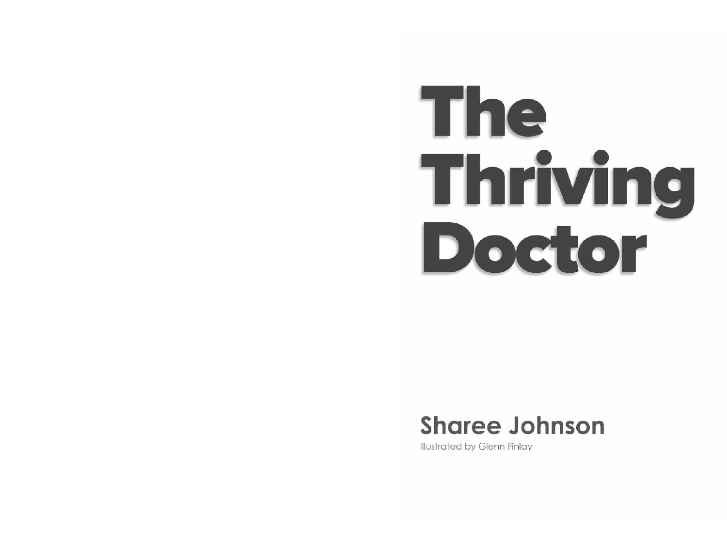# The Thriving Doctor

**Sharee Johnson**

Illustrated by Glenn Finlay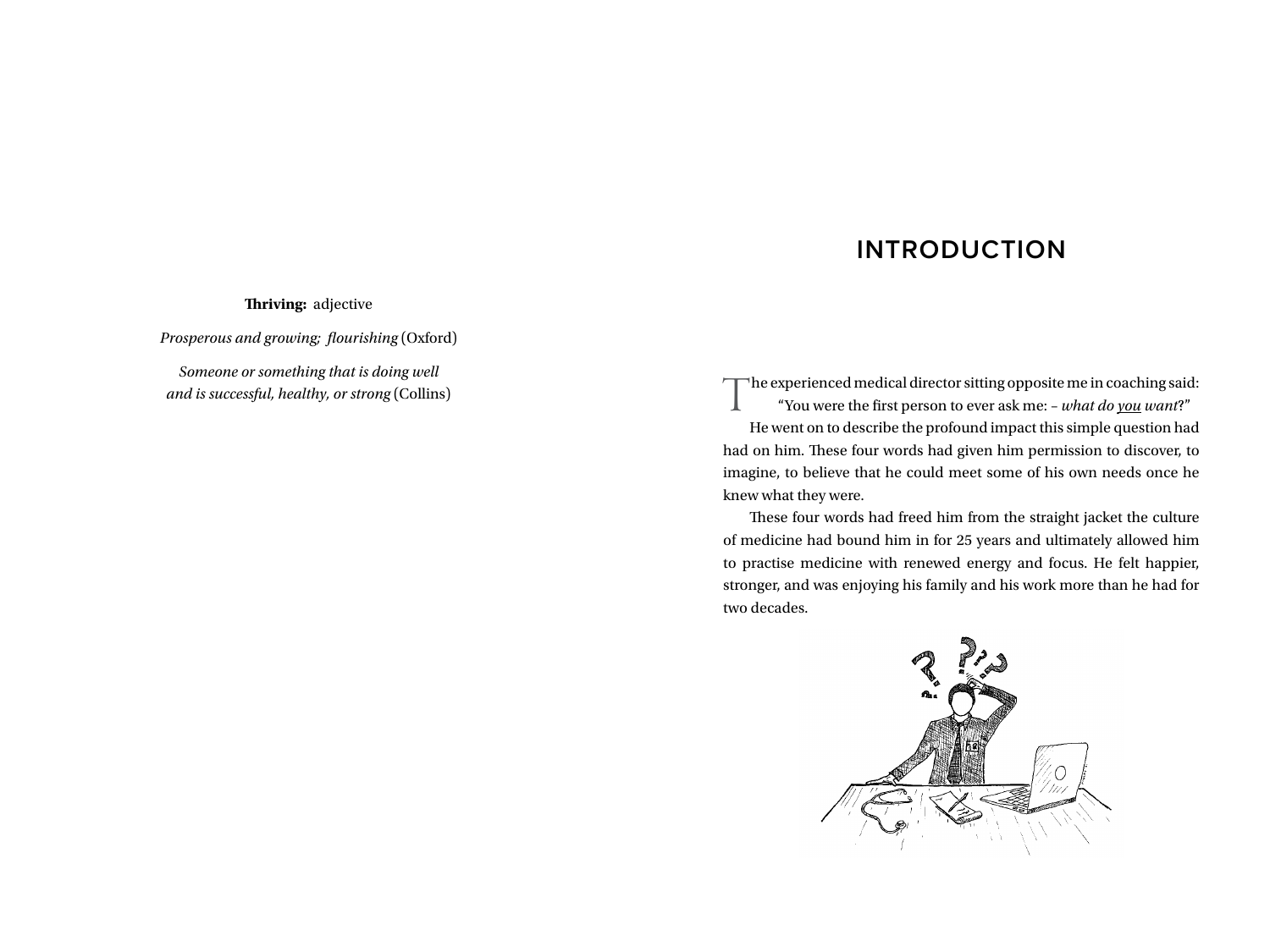**Thriving:** adjective

*Prosperous and growing; flourishing* (Oxford)

*Someone or something that is doing well and is successful, healthy, or strong* (Collins)

# INTRODUCTION

The experienced medical director sitting opposite me in coaching said:

"You were the first person to ever ask me: – *what do you want*?"

He went on to describe the profound impact this simple question had had on him. These four words had given him permission to discover, to imagine, to believe that he could meet some of his own needs once he knew what they were.

These four words had freed him from the straight jacket the culture of medicine had bound him in for 25 years and ultimately allowed him to practise medicine with renewed energy and focus. He felt happier, stronger, and was enjoying his family and his work more than he had for two decades.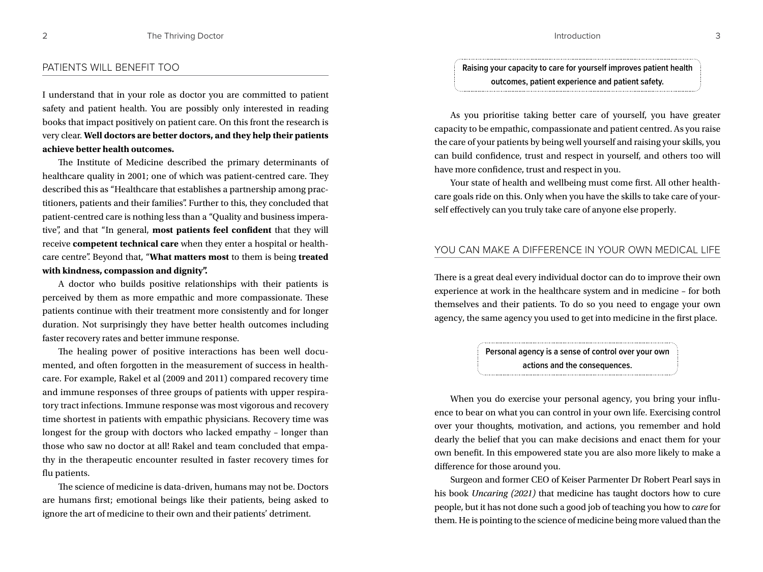## PATIENTS WILL BENEFIT TOO

I understand that in your role as doctor you are committed to patient safety and patient health. You are possibly only interested in reading books that impact positively on patient care. On this front the research is very clear. **Well doctors are better doctors, and they help their patients achieve better health outcomes.**

The Institute of Medicine described the primary determinants of healthcare quality in 2001; one of which was patient-centred care. They described this as "Healthcare that establishes a partnership among practitioners, patients and their families". Further to this, they concluded that patient-centred care is nothing less than a "Quality and business imperative", and that "In general, **most patients feel confident** that they will receive **competent technical care** when they enter a hospital or healthcare centre". Beyond that, "**What matters most** to them is being **treated with kindness, compassion and dignity".**

A doctor who builds positive relationships with their patients is perceived by them as more empathic and more compassionate. These patients continue with their treatment more consistently and for longer duration. Not surprisingly they have better health outcomes including faster recovery rates and better immune response.

The healing power of positive interactions has been well documented, and often forgotten in the measurement of success in healthcare. For example, Rakel et al (2009 and 2011) compared recovery time and immune responses of three groups of patients with upper respiratory tract infections. Immune response was most vigorous and recovery time shortest in patients with empathic physicians. Recovery time was longest for the group with doctors who lacked empathy – longer than those who saw no doctor at all! Rakel and team concluded that empathy in the therapeutic encounter resulted in faster recovery times for flu patients.

The science of medicine is data-driven, humans may not be. Doctors are humans first; emotional beings like their patients, being asked to ignore the art of medicine to their own and their patients' detriment.

**Raising your capacity to care for yourself improves patient health outcomes, patient experience and patient safety.**

As you prioritise taking better care of yourself, you have greater capacity to be empathic, compassionate and patient centred. As you raise the care of your patients by being well yourself and raising your skills, you can build confidence, trust and respect in yourself, and others too will have more confidence, trust and respect in you.

Your state of health and wellbeing must come first. All other healthcare goals ride on this. Only when you have the skills to take care of yourself effectively can you truly take care of anyone else properly.

## YOU CAN MAKE A DIFFERENCE IN YOUR OWN MEDICAL LIFE

There is a great deal every individual doctor can do to improve their own experience at work in the healthcare system and in medicine – for both themselves and their patients. To do so you need to engage your own agency, the same agency you used to get into medicine in the first place.

**Personal agency is a sense of control over your own actions and the consequences.**

When you do exercise your personal agency, you bring your influence to bear on what you can control in your own life. Exercising control over your thoughts, motivation, and actions, you remember and hold dearly the belief that you can make decisions and enact them for your own benefit. In this empowered state you are also more likely to make a difference for those around you.

Surgeon and former CEO of Keiser Parmenter Dr Robert Pearl says in his book *Uncaring (2021)* that medicine has taught doctors how to cure people, but it has not done such a good job of teaching you how to *care* for them. He is pointing to the science of medicine being more valued than the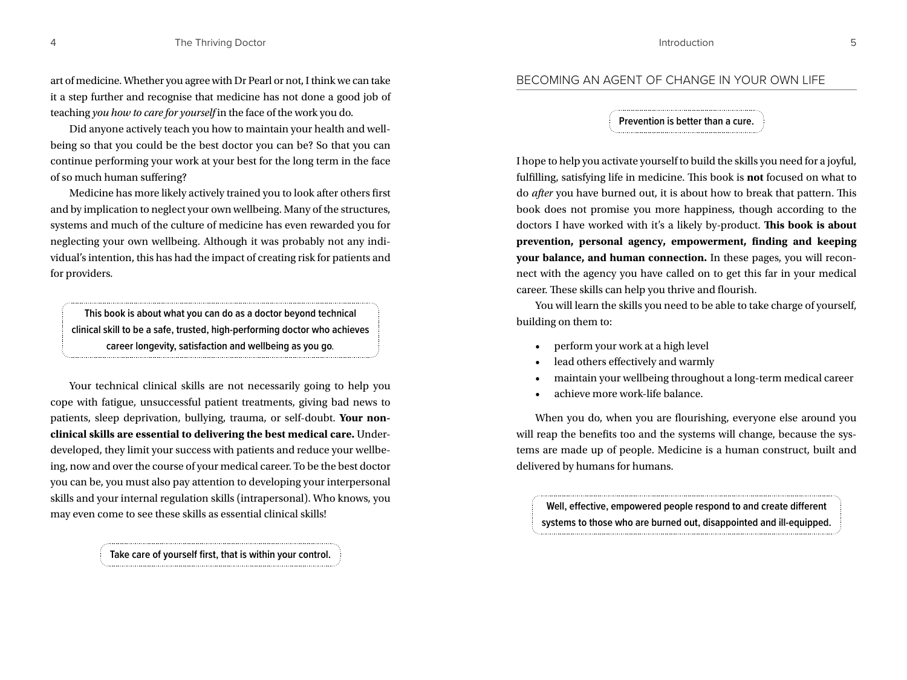art of medicine. Whether you agree with Dr Pearl or not, I think we can take it a step further and recognise that medicine has not done a good job of teaching *you how to care for yourself* in the face of the work you do.

Did anyone actively teach you how to maintain your health and wellbeing so that you could be the best doctor you can be? So that you can continue performing your work at your best for the long term in the face of so much human suffering?

Medicine has more likely actively trained you to look after others first and by implication to neglect your own wellbeing. Many of the structures, systems and much of the culture of medicine has even rewarded you for neglecting your own wellbeing. Although it was probably not any individual's intention, this has had the impact of creating risk for patients and for providers.

> **This book is about what you can do as a doctor beyond technical clinical skill to be a safe, trusted, high-performing doctor who achieves career longevity, satisfaction and wellbeing as you go.**

Your technical clinical skills are not necessarily going to help you cope with fatigue, unsuccessful patient treatments, giving bad news to patients, sleep deprivation, bullying, trauma, or self-doubt. **Your non-clinical skills are essential to delivering the best medical care.** Underdeveloped, they limit your success with patients and reduce your wellbeing, now and over the course of your medical career. To be the best doctor you can be, you must also pay attention to developing your interpersonal skills and your internal regulation skills (intrapersonal). Who knows, you may even come to see these skills as essential clinical skills!

> **Take care of yourself first, that is within your control.**

## BECOMING AN AGENT OF CHANGE IN YOUR OWN LIFE

> **Prevention is better than a cure.**

I hope to help you activate yourself to build the skills you need for a joyful, fulfilling, satisfying life in medicine. This book is **not** focused on what to do *after* you have burned out, it is about how to break that pattern. This book does not promise you more happiness, though according to the doctors I have worked with it's a likely by-product. **This book is about prevention, personal agency, empowerment, finding and keeping your balance, and human connection.** In these pages, you will reconnect with the agency you have called on to get this far in your medical career. These skills can help you thrive and flourish.

You will learn the skills you need to be able to take charge of yourself, building on them to:

- perform your work at a high level
- lead others effectively and warmly
- maintain your wellbeing throughout a long-term medical career
- achieve more work-life balance.

When you do, when you are flourishing, everyone else around you will reap the benefits too and the systems will change, because the systems are made up of people. Medicine is a human construct, built and delivered by humans for humans.

> **Well, effective, empowered people respond to and create different systems to those who are burned out, disappointed and ill-equipped.**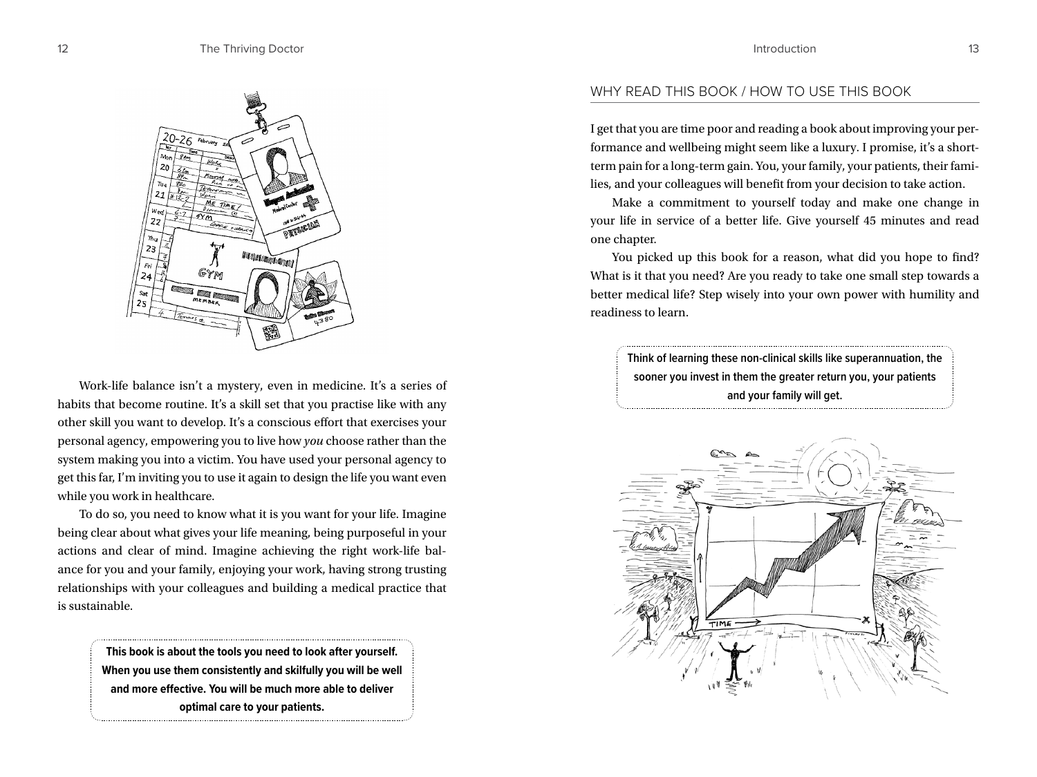Work-life balance isn't a mystery, even in medicine. It's a series of habits that become routine. It's a skill set that you practise like with any other skill you want to develop. It's a conscious effort that exercises your personal agency, empowering you to live how *you* choose rather than the system making you into a victim. You have used your personal agency to get this far, I'm inviting you to use it again to design the life you want even while you work in healthcare.

To do so, you need to know what it is you want for your life. Imagine being clear about what gives your life meaning, being purposeful in your actions and clear of mind. Imagine achieving the right work-life balance for you and your family, enjoying your work, having strong trusting relationships with your colleagues and building a medical practice that is sustainable.

> **This book is about the tools you need to look after yourself. When you use them consistently and skilfully you will be well and more effective. You will be much more able to deliver optimal care to your patients.**

## WHY READ THIS BOOK / HOW TO USE THIS BOOK

I get that you are time poor and reading a book about improving your performance and wellbeing might seem like a luxury. I promise, it's a short-term pain for a long-term gain. You, your family, your patients, their families, and your colleagues will benefit from your decision to take action.

Make a commitment to yourself today and make one change in your life in service of a better life. Give yourself 45 minutes and read one chapter.

You picked up this book for a reason, what did you hope to find? What is it that you need? Are you ready to take one small step towards a better medical life? Step wisely into your own power with humility and readiness to learn.

> **Think of learning these non-clinical skills like superannuation, the sooner you invest in them the greater return you, your patients and your family will get.**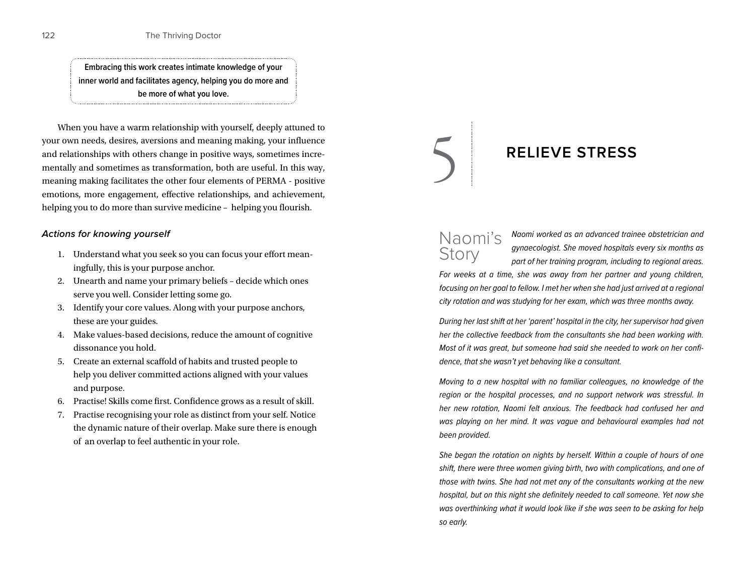**Embracing this work creates intimate knowledge of your inner world and facilitates agency, helping you do more and be more of what you love.**

When you have a warm relationship with yourself, deeply attuned to your own needs, desires, aversions and meaning making, your influence and relationships with others change in positive ways, sometimes incrementally and sometimes as transformation, both are useful. In this way, meaning making facilitates the other four elements of PERMA - positive emotions, more engagement, effective relationships, and achievement, helping you to do more than survive medicine – helping you flourish.

### *Actions for knowing yourself*

1. Understand what you seek so you can focus your effort meaningfully, this is your purpose anchor.
2. Unearth and name your primary beliefs – decide which ones serve you well. Consider letting some go.
3. Identify your core values. Along with your purpose anchors, these are your guides.
4. Make values-based decisions, reduce the amount of cognitive dissonance you hold.
5. Create an external scaffold of habits and trusted people to help you deliver committed actions aligned with your values and purpose.
6. Practise! Skills come first. Confidence grows as a result of skill.
7. Practise recognising your role as distinct from your self. Notice the dynamic nature of their overlap. Make sure there is enough of an overlap to feel authentic in your role.

# 5 RELIEVE STRESS

## Naomi's Story

*Naomi worked as an advanced trainee obstetrician and gynaecologist. She moved hospitals every six months as part of her training program, including to regional areas. For weeks at a time, she was away from her partner and young children, focusing on her goal to fellow. I met her when she had just arrived at a regional city rotation and was studying for her exam, which was three months away.*

*During her last shift at her 'parent' hospital in the city, her supervisor had given her the collective feedback from the consultants she had been working with. Most of it was great, but someone had said she needed to work on her confidence, that she wasn't yet behaving like a consultant.*

*Moving to a new hospital with no familiar colleagues, no knowledge of the region or the hospital processes, and no support network was stressful. In her new rotation, Naomi felt anxious. The feedback had confused her and was playing on her mind. It was vague and behavioural examples had not been provided.*

*She began the rotation on nights by herself. Within a couple of hours of one shift, there were three women giving birth, two with complications, and one of those with twins. She had not met any of the consultants working at the new hospital, but on this night she definitely needed to call someone. Yet now she was overthinking what it would look like if she was seen to be asking for help so early.*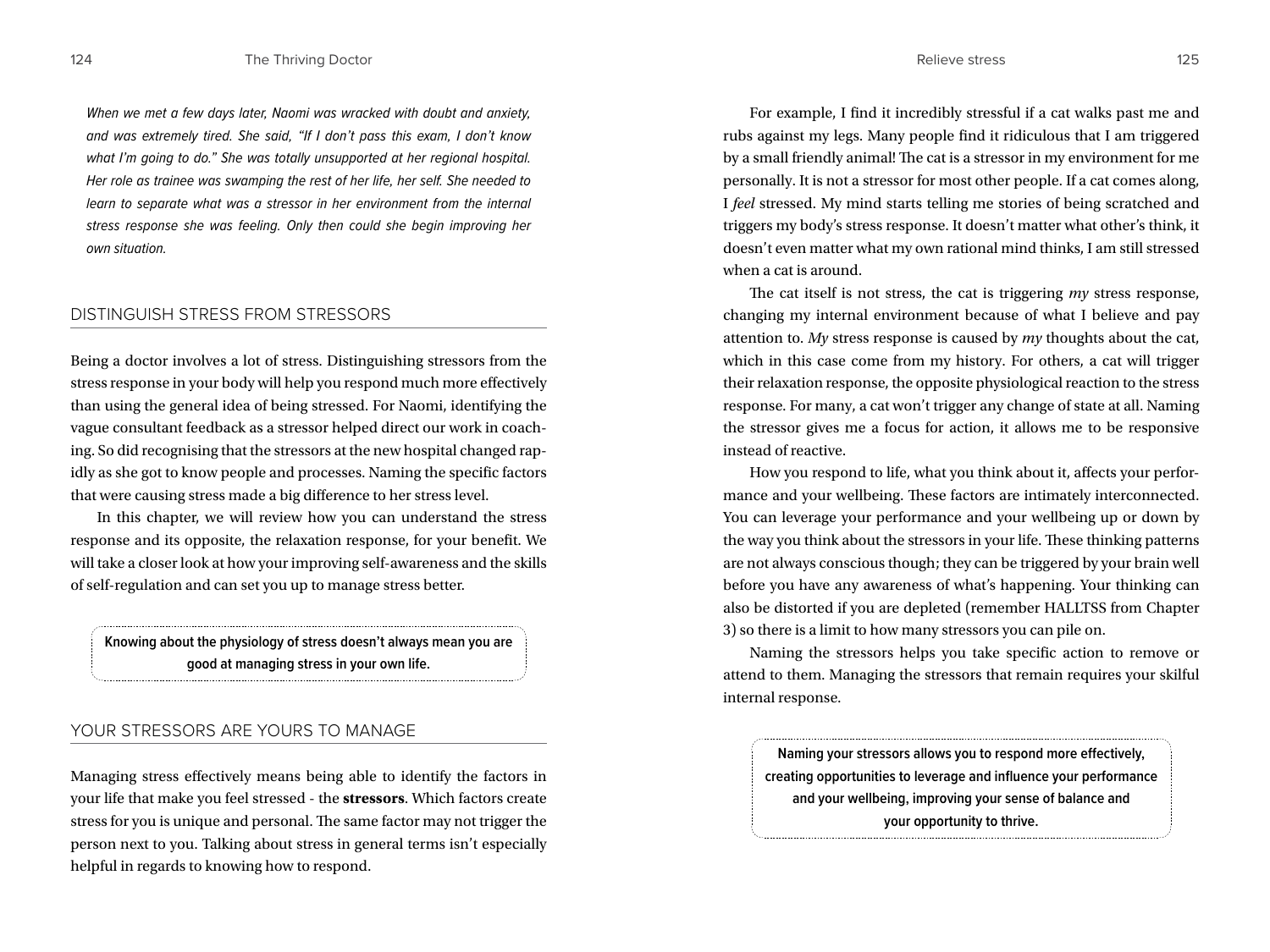*When we met a few days later, Naomi was wracked with doubt and anxiety, and was extremely tired. She said, "If I don't pass this exam, I don't know what I'm going to do." She was totally unsupported at her regional hospital. Her role as trainee was swamping the rest of her life, her self. She needed to learn to separate what was a stressor in her environment from the internal stress response she was feeling. Only then could she begin improving her own situation.*

## DISTINGUISH STRESS FROM STRESSORS

Being a doctor involves a lot of stress. Distinguishing stressors from the stress response in your body will help you respond much more effectively than using the general idea of being stressed. For Naomi, identifying the vague consultant feedback as a stressor helped direct our work in coaching. So did recognising that the stressors at the new hospital changed rapidly as she got to know people and processes. Naming the specific factors that were causing stress made a big difference to her stress level.

In this chapter, we will review how you can understand the stress response and its opposite, the relaxation response, for your benefit. We will take a closer look at how your improving self-awareness and the skills of self-regulation and can set you up to manage stress better.

> **Knowing about the physiology of stress doesn't always mean you are good at managing stress in your own life.**

## YOUR STRESSORS ARE YOURS TO MANAGE

Managing stress effectively means being able to identify the factors in your life that make you feel stressed - the **stressors**. Which factors create stress for you is unique and personal. The same factor may not trigger the person next to you. Talking about stress in general terms isn't especially helpful in regards to knowing how to respond.

For example, I find it incredibly stressful if a cat walks past me and rubs against my legs. Many people find it ridiculous that I am triggered by a small friendly animal! The cat is a stressor in my environment for me personally. It is not a stressor for most other people. If a cat comes along, I *feel* stressed. My mind starts telling me stories of being scratched and triggers my body's stress response. It doesn't matter what other's think, it doesn't even matter what my own rational mind thinks, I am still stressed when a cat is around.

The cat itself is not stress, the cat is triggering *my* stress response, changing my internal environment because of what I believe and pay attention to. *My* stress response is caused by *my* thoughts about the cat, which in this case come from my history. For others, a cat will trigger their relaxation response, the opposite physiological reaction to the stress response. For many, a cat won't trigger any change of state at all. Naming the stressor gives me a focus for action, it allows me to be responsive instead of reactive.

How you respond to life, what you think about it, affects your performance and your wellbeing. These factors are intimately interconnected. You can leverage your performance and your wellbeing up or down by the way you think about the stressors in your life. These thinking patterns are not always conscious though; they can be triggered by your brain well before you have any awareness of what's happening. Your thinking can also be distorted if you are depleted (remember HALLTSS from Chapter 3) so there is a limit to how many stressors you can pile on.

Naming the stressors helps you take specific action to remove or attend to them. Managing the stressors that remain requires your skilful internal response.

> **Naming your stressors allows you to respond more effectively, creating opportunities to leverage and influence your performance and your wellbeing, improving your sense of balance and your opportunity to thrive.**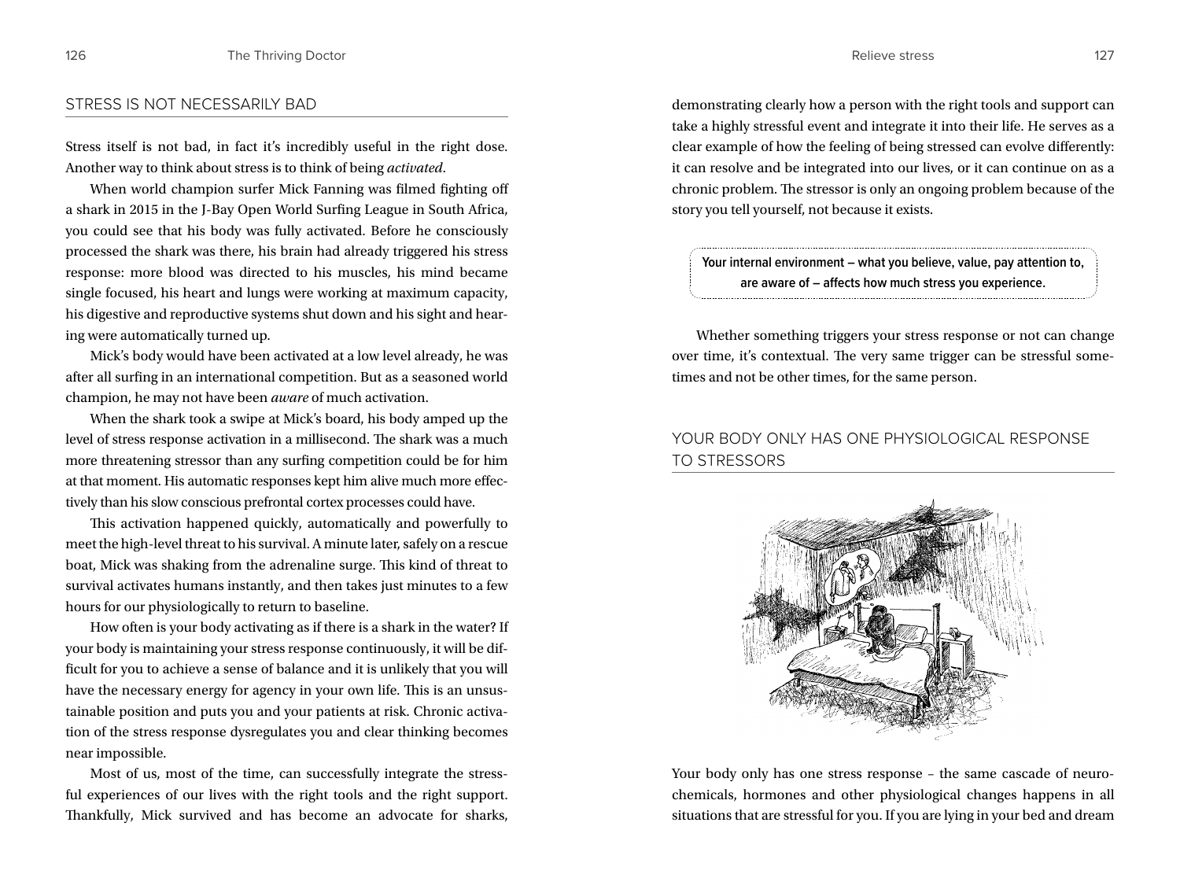## STRESS IS NOT NECESSARILY BAD

Stress itself is not bad, in fact it's incredibly useful in the right dose. Another way to think about stress is to think of being *activated*.

When world champion surfer Mick Fanning was filmed fighting off a shark in 2015 in the J-Bay Open World Surfing League in South Africa, you could see that his body was fully activated. Before he consciously processed the shark was there, his brain had already triggered his stress response: more blood was directed to his muscles, his mind became single focused, his heart and lungs were working at maximum capacity, his digestive and reproductive systems shut down and his sight and hearing were automatically turned up.

Mick's body would have been activated at a low level already, he was after all surfing in an international competition. But as a seasoned world champion, he may not have been *aware* of much activation.

When the shark took a swipe at Mick's board, his body amped up the level of stress response activation in a millisecond. The shark was a much more threatening stressor than any surfing competition could be for him at that moment. His automatic responses kept him alive much more effectively than his slow conscious prefrontal cortex processes could have.

This activation happened quickly, automatically and powerfully to meet the high-level threat to his survival. A minute later, safely on a rescue boat, Mick was shaking from the adrenaline surge. This kind of threat to survival activates humans instantly, and then takes just minutes to a few hours for our physiologically to return to baseline.

How often is your body activating as if there is a shark in the water? If your body is maintaining your stress response continuously, it will be difficult for you to achieve a sense of balance and it is unlikely that you will have the necessary energy for agency in your own life. This is an unsustainable position and puts you and your patients at risk. Chronic activation of the stress response dysregulates you and clear thinking becomes near impossible.

Most of us, most of the time, can successfully integrate the stressful experiences of our lives with the right tools and the right support. Thankfully, Mick survived and has become an advocate for sharks, demonstrating clearly how a person with the right tools and support can take a highly stressful event and integrate it into their life. He serves as a clear example of how the feeling of being stressed can evolve differently: it can resolve and be integrated into our lives, or it can continue on as a chronic problem. The stressor is only an ongoing problem because of the story you tell yourself, not because it exists.

> **Your internal environment – what you believe, value, pay attention to, are aware of – affects how much stress you experience.**

Whether something triggers your stress response or not can change over time, it's contextual. The very same trigger can be stressful sometimes and not be other times, for the same person.

## YOUR BODY ONLY HAS ONE PHYSIOLOGICAL RESPONSE TO STRESSORS

Your body only has one stress response – the same cascade of neurochemicals, hormones and other physiological changes happens in all situations that are stressful for you. If you are lying in your bed and dream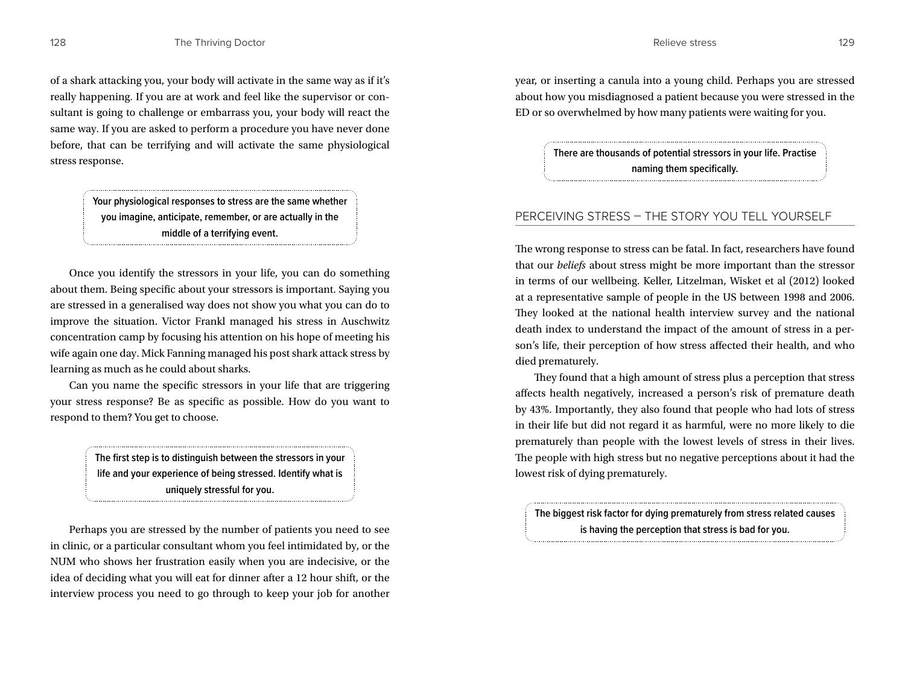of a shark attacking you, your body will activate in the same way as if it's really happening. If you are at work and feel like the supervisor or consultant is going to challenge or embarrass you, your body will react the same way. If you are asked to perform a procedure you have never done before, that can be terrifying and will activate the same physiological stress response.

> **Your physiological responses to stress are the same whether you imagine, anticipate, remember, or are actually in the middle of a terrifying event.**

Once you identify the stressors in your life, you can do something about them. Being specific about your stressors is important. Saying you are stressed in a generalised way does not show you what you can do to improve the situation. Victor Frankl managed his stress in Auschwitz concentration camp by focusing his attention on his hope of meeting his wife again one day. Mick Fanning managed his post shark attack stress by learning as much as he could about sharks.

Can you name the specific stressors in your life that are triggering your stress response? Be as specific as possible. How do you want to respond to them? You get to choose.

> **The first step is to distinguish between the stressors in your life and your experience of being stressed. Identify what is uniquely stressful for you.**

Perhaps you are stressed by the number of patients you need to see in clinic, or a particular consultant whom you feel intimidated by, or the NUM who shows her frustration easily when you are indecisive, or the idea of deciding what you will eat for dinner after a 12 hour shift, or the interview process you need to go through to keep your job for another year, or inserting a canula into a young child. Perhaps you are stressed about how you misdiagnosed a patient because you were stressed in the ED or so overwhelmed by how many patients were waiting for you.

> **There are thousands of potential stressors in your life. Practise naming them specifically.**

## PERCEIVING STRESS – THE STORY YOU TELL YOURSELF

The wrong response to stress can be fatal. In fact, researchers have found that our *beliefs* about stress might be more important than the stressor in terms of our wellbeing. Keller, Litzelman, Wisket et al (2012) looked at a representative sample of people in the US between 1998 and 2006. They looked at the national health interview survey and the national death index to understand the impact of the amount of stress in a person's life, their perception of how stress affected their health, and who died prematurely.

They found that a high amount of stress plus a perception that stress affects health negatively, increased a person's risk of premature death by 43%. Importantly, they also found that people who had lots of stress in their life but did not regard it as harmful, were no more likely to die prematurely than people with the lowest levels of stress in their lives. The people with high stress but no negative perceptions about it had the lowest risk of dying prematurely.

> **The biggest risk factor for dying prematurely from stress related causes is having the perception that stress is bad for you.**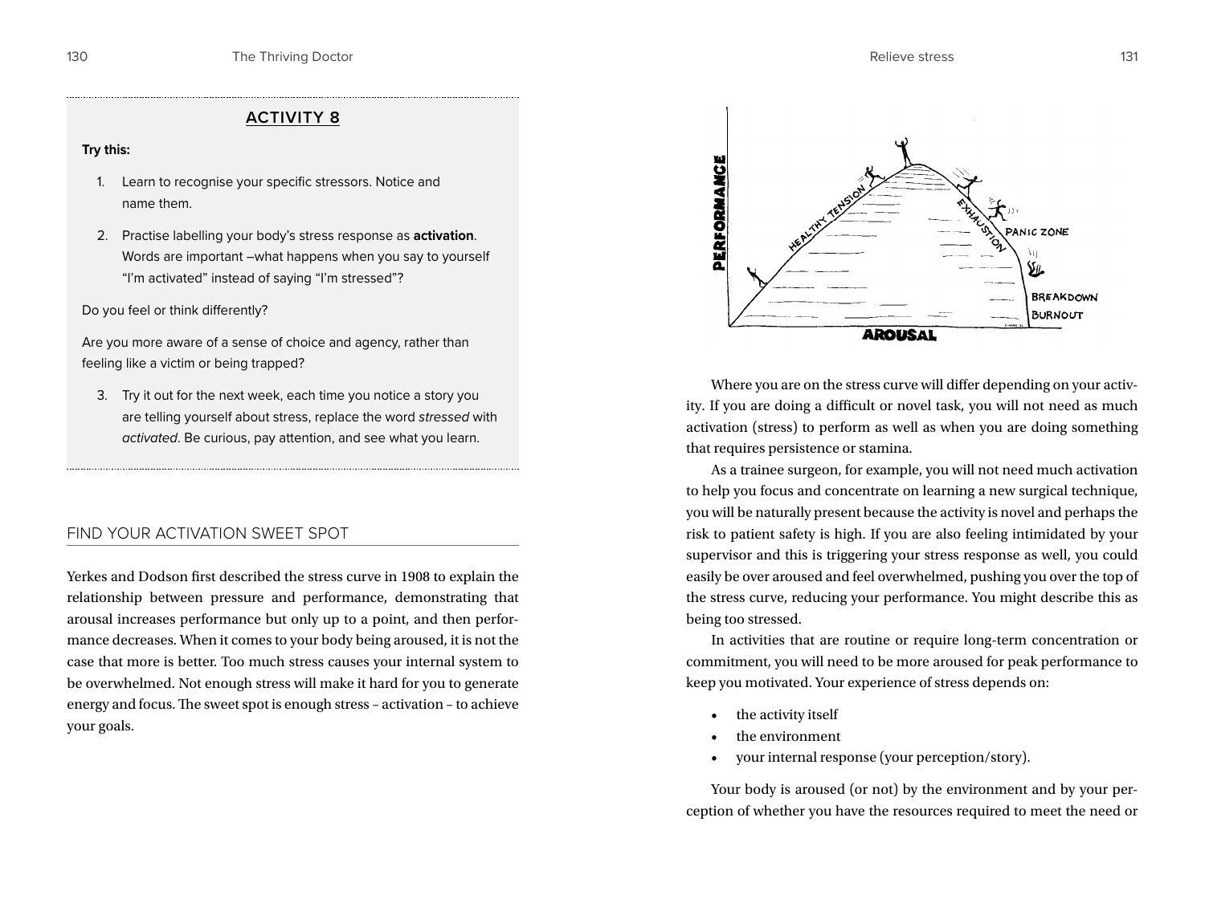## ACTIVITY 8

**Try this:**

1. Learn to recognise your specific stressors. Notice and name them.
2. Practise labelling your body's stress response as **activation**. Words are important –what happens when you say to yourself "I'm activated" instead of saying "I'm stressed"?

Do you feel or think differently?

Are you more aware of a sense of choice and agency, rather than feeling like a victim or being trapped?

3. Try it out for the next week, each time you notice a story you are telling yourself about stress, replace the word *stressed* with *activated*. Be curious, pay attention, and see what you learn.

### FIND YOUR ACTIVATION SWEET SPOT

Yerkes and Dodson first described the stress curve in 1908 to explain the relationship between pressure and performance, demonstrating that arousal increases performance but only up to a point, and then performance decreases. When it comes to your body being aroused, it is not the case that more is better. Too much stress causes your internal system to be overwhelmed. Not enough stress will make it hard for you to generate energy and focus. The sweet spot is enough stress – activation – to achieve your goals.

Where you are on the stress curve will differ depending on your activity. If you are doing a difficult or novel task, you will not need as much activation (stress) to perform as well as when you are doing something that requires persistence or stamina.

As a trainee surgeon, for example, you will not need much activation to help you focus and concentrate on learning a new surgical technique, you will be naturally present because the activity is novel and perhaps the risk to patient safety is high. If you are also feeling intimidated by your supervisor and this is triggering your stress response as well, you could easily be over aroused and feel overwhelmed, pushing you over the top of the stress curve, reducing your performance. You might describe this as being too stressed.

In activities that are routine or require long-term concentration or commitment, you will need to be more aroused for peak performance to keep you motivated. Your experience of stress depends on:

- the activity itself
- the environment
- your internal response (your perception/story).

Your body is aroused (or not) by the environment and by your perception of whether you have the resources required to meet the need or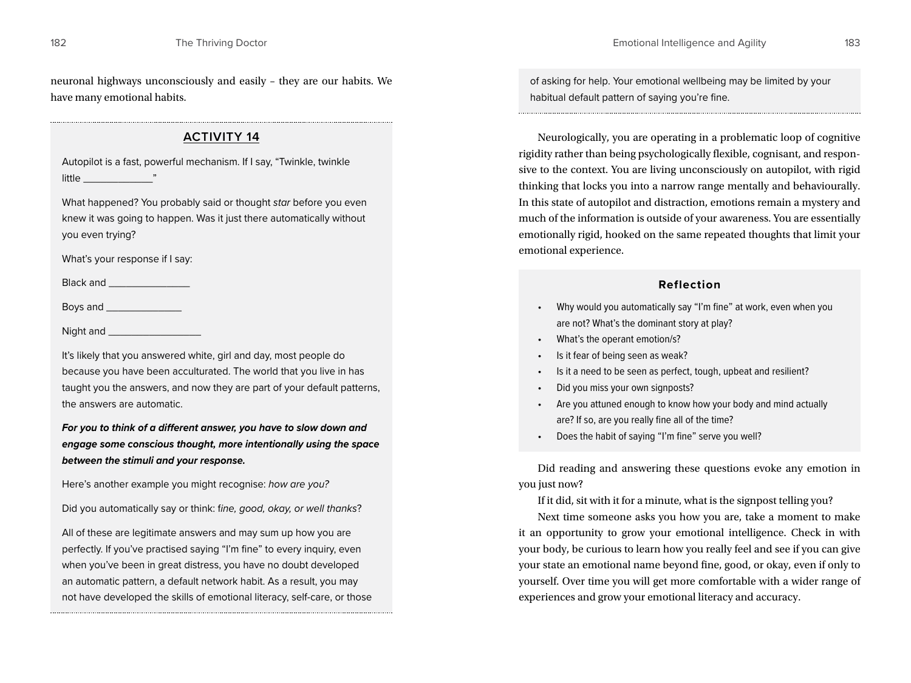neuronal highways unconsciously and easily – they are our habits. We have many emotional habits.

## ACTIVITY 14

Autopilot is a fast, powerful mechanism. If I say, "Twinkle, twinkle little _____________"

What happened? You probably said or thought *star* before you even knew it was going to happen. Was it just there automatically without you even trying?

What's your response if I say:

Black and _______________

Boys and ______________

Night and _________________

It's likely that you answered white, girl and day, most people do because you have been acculturated. The world that you live in has taught you the answers, and now they are part of your default patterns, the answers are automatic.

***For you to think of a different answer, you have to slow down and engage some conscious thought, more intentionally using the space between the stimuli and your response.***

Here's another example you might recognise: *how are you?*

Did you automatically say or think: f*ine, good, okay, or well thanks*?

All of these are legitimate answers and may sum up how you are perfectly. If you've practised saying "I'm fine" to every inquiry, even when you've been in great distress, you have no doubt developed an automatic pattern, a default network habit. As a result, you may not have developed the skills of emotional literacy, self-care, or those of asking for help. Your emotional wellbeing may be limited by your habitual default pattern of saying you're fine.

Neurologically, you are operating in a problematic loop of cognitive rigidity rather than being psychologically flexible, cognisant, and responsive to the context. You are living unconsciously on autopilot, with rigid thinking that locks you into a narrow range mentally and behaviourally. In this state of autopilot and distraction, emotions remain a mystery and much of the information is outside of your awareness. You are essentially emotionally rigid, hooked on the same repeated thoughts that limit your emotional experience.

### Reflection

- Why would you automatically say "I'm fine" at work, even when you are not? What's the dominant story at play?
- What's the operant emotion/s?
- Is it fear of being seen as weak?
- Is it a need to be seen as perfect, tough, upbeat and resilient?
- Did you miss your own signposts?
- Are you attuned enough to know how your body and mind actually are? If so, are you really fine all of the time?
- Does the habit of saying "I'm fine" serve you well?

Did reading and answering these questions evoke any emotion in you just now?

If it did, sit with it for a minute, what is the signpost telling you?

Next time someone asks you how you are, take a moment to make it an opportunity to grow your emotional intelligence. Check in with your body, be curious to learn how you really feel and see if you can give your state an emotional name beyond fine, good, or okay, even if only to yourself. Over time you will get more comfortable with a wider range of experiences and grow your emotional literacy and accuracy.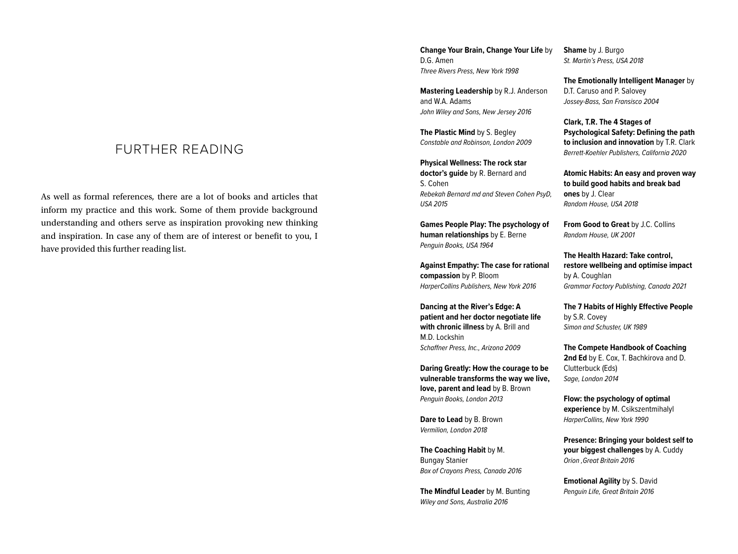# FURTHER READING

As well as formal references, there are a lot of books and articles that inform my practice and this work. Some of them provide background understanding and others serve as inspiration provoking new thinking and inspiration. In case any of them are of interest or benefit to you, I have provided this further reading list.

**Change Your Brain, Change Your Life** by D.G. Amen
*Three Rivers Press, New York 1998*

**Mastering Leadership** by R.J. Anderson and W.A. Adams
*John Wiley and Sons, New Jersey 2016*

**The Plastic Mind** by S. Begley
*Constable and Robinson, London 2009*

**Physical Wellness: The rock star doctor's guide** by R. Bernard and S. Cohen
*Rebekah Bernard md and Steven Cohen PsyD, USA 2015*

**Games People Play: The psychology of human relationships** by E. Berne
*Penguin Books, USA 1964*

**Against Empathy: The case for rational compassion** by P. Bloom
*HarperCollins Publishers, New York 2016*

**Dancing at the River's Edge: A patient and her doctor negotiate life with chronic illness** by A. Brill and M.D. Lockshin
*Schaffner Press, Inc., Arizona 2009*

**Daring Greatly: How the courage to be vulnerable transforms the way we live, love, parent and lead** by B. Brown
*Penguin Books, London 2013*

**Dare to Lead** by B. Brown
*Vermilion, London 2018*

**The Coaching Habit** by M. Bungay Stanier
*Box of Crayons Press, Canada 2016*

**The Mindful Leader** by M. Bunting
*Wiley and Sons, Australia 2016*

**Shame** by J. Burgo
*St. Martin's Press, USA 2018*

**The Emotionally Intelligent Manager** by D.T. Caruso and P. Salovey
*Jossey-Bass, San Fransisco 2004*

**Clark, T.R. The 4 Stages of Psychological Safety: Defining the path to inclusion and innovation** by T.R. Clark
*Berrett-Koehler Publishers, California 2020*

**Atomic Habits: An easy and proven way to build good habits and break bad ones** by J. Clear
*Random House, USA 2018*

**From Good to Great** by J.C. Collins
*Random House, UK 2001*

**The Health Hazard: Take control, restore wellbeing and optimise impact** by A. Coughlan
*Grammar Factory Publishing, Canada 2021*

**The 7 Habits of Highly Effective People** by S.R. Covey
*Simon and Schuster, UK 1989*

**The Compete Handbook of Coaching 2nd Ed** by E. Cox, T. Bachkirova and D. Clutterbuck (Eds)
*Sage, London 2014*

**Flow: the psychology of optimal experience** by M. Csikszentmihalyl
*HarperCollins, New York 1990*

**Presence: Bringing your boldest self to your biggest challenges** by A. Cuddy
*Orion ,Great Britain 2016*

**Emotional Agility** by S. David
*Penguin Life, Great Britain 2016*